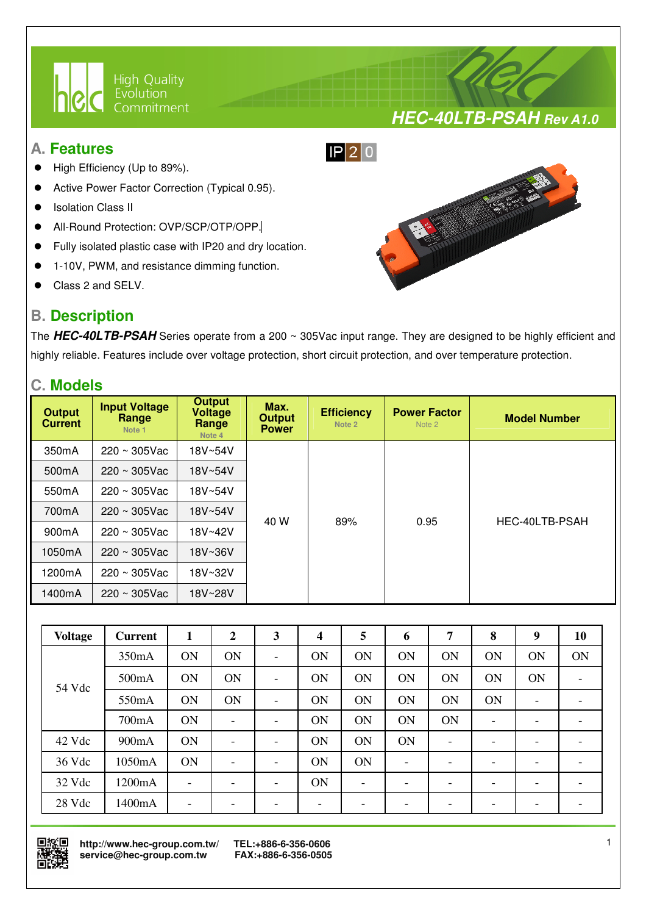# HEC-40LTB-PSAH Rev A1.0

High Quality Evolution Commitment

## A. Features

IP20

- High Efficiency (Up to 89%).
- Active Power Factor Correction (Typical 0.95).
- Isolation Class II
- All-Round Protection: OVP/SCP/OTP/OPP.
- Fully isolated plastic case with IP20 and dry location.
- 1-10V, PWM, and resistance dimming function.
- Class 2 and SELV.

## B. Description

The ***HEC-40LTB-PSAH*** Series operate from a 200 ~ 305Vac input range. They are designed to be highly efficient and highly reliable. Features include over voltage protection, short circuit protection, and over temperature protection.

## C. Models

| Output Current | Input Voltage Range Note 1 | Output Voltage Range Note 4 | Max. Output Power | Efficiency Note 2 | Power Factor Note 2 | Model Number |
|---|---|---|---|---|---|---|
| 350mA | 220 ~ 305Vac | 18V~54V | 40 W | 89% | 0.95 | HEC-40LTB-PSAH |
| 500mA | 220 ~ 305Vac | 18V~54V | | | | |
| 550mA | 220 ~ 305Vac | 18V~54V | | | | |
| 700mA | 220 ~ 305Vac | 18V~54V | | | | |
| 900mA | 220 ~ 305Vac | 18V~42V | | | | |
| 1050mA | 220 ~ 305Vac | 18V~36V | | | | |
| 1200mA | 220 ~ 305Vac | 18V~32V | | | | |
| 1400mA | 220 ~ 305Vac | 18V~28V | | | | |

| Voltage | Current | 1 | 2 | 3 | 4 | 5 | 6 | 7 | 8 | 9 | 10 |
|---|---|---|---|---|---|---|---|---|---|---|---|
| 54 Vdc | 350mA | ON | ON | - | ON | ON | ON | ON | ON | ON | ON |
| | 500mA | ON | ON | - | ON | ON | ON | ON | ON | ON | - |
| | 550mA | ON | ON | - | ON | ON | ON | ON | ON | - | - |
| | 700mA | ON | - | - | ON | ON | ON | ON | - | - | - |
| 42 Vdc | 900mA | ON | - | - | ON | ON | ON | - | - | - | - |
| 36 Vdc | 1050mA | ON | - | - | ON | ON | - | - | - | - | - |
| 32 Vdc | 1200mA | - | - | - | ON | - | - | - | - | - | - |
| 28 Vdc | 1400mA | - | - | - | - | - | - | - | - | - | - |

http://www.hec-group.com.tw/ TEL:+886-6-356-0606
service@hec-group.com.tw FAX:+886-6-356-0505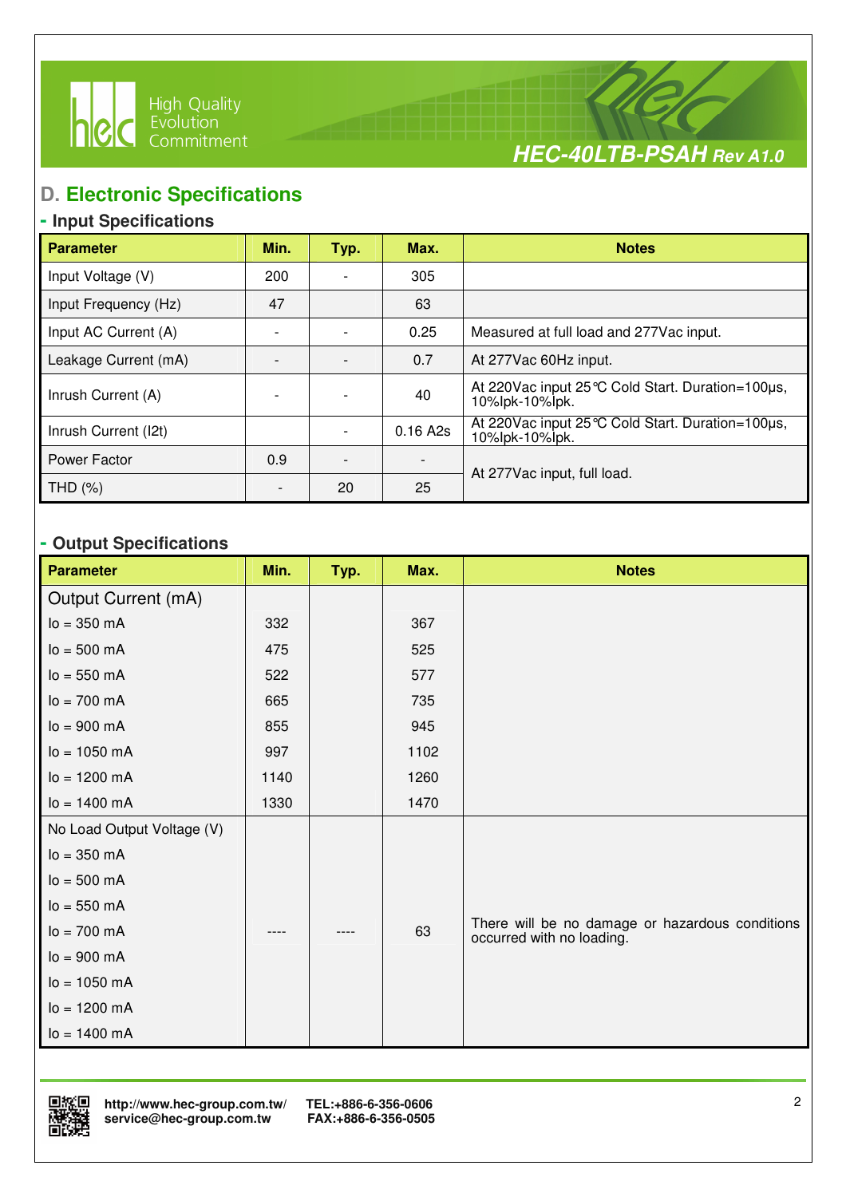## D. Electronic Specifications

### - Input Specifications

| Parameter | Min. | Typ. | Max. | Notes |
|---|---|---|---|---|
| Input Voltage (V) | 200 | - | 305 | |
| Input Frequency (Hz) | 47 | | 63 | |
| Input AC Current (A) | - | - | 0.25 | Measured at full load and 277Vac input. |
| Leakage Current (mA) | - | - | 0.7 | At 277Vac 60Hz input. |
| Inrush Current (A) | - | - | 40 | At 220Vac input 25℃ Cold Start. Duration=100μs, 10%Ipk-10%Ipk. |
| Inrush Current (I2t) | | - | 0.16 A2s | At 220Vac input 25℃ Cold Start. Duration=100μs, 10%Ipk-10%Ipk. |
| Power Factor | 0.9 | - | - | At 277Vac input, full load. |
| THD (%) | - | 20 | 25 | |

### - Output Specifications

| Parameter | Min. | Typ. | Max. | Notes |
|---|---|---|---|---|
| Output Current (mA) | | | | |
| Io = 350 mA | 332 | | 367 | |
| Io = 500 mA | 475 | | 525 | |
| Io = 550 mA | 522 | | 577 | |
| Io = 700 mA | 665 | | 735 | |
| Io = 900 mA | 855 | | 945 | |
| Io = 1050 mA | 997 | | 1102 | |
| Io = 1200 mA | 1140 | | 1260 | |
| Io = 1400 mA | 1330 | | 1470 | |
| No Load Output Voltage (V)<br>Io = 350 mA<br>Io = 500 mA<br>Io = 550 mA<br>Io = 700 mA<br>Io = 900 mA<br>Io = 1050 mA<br>Io = 1200 mA<br>Io = 1400 mA | ---- | ---- | 63 | There will be no damage or hazardous conditions occurred with no loading. |

http://www.hec-group.com.tw/ TEL:+886-6-356-0606
service@hec-group.com.tw FAX:+886-6-356-0505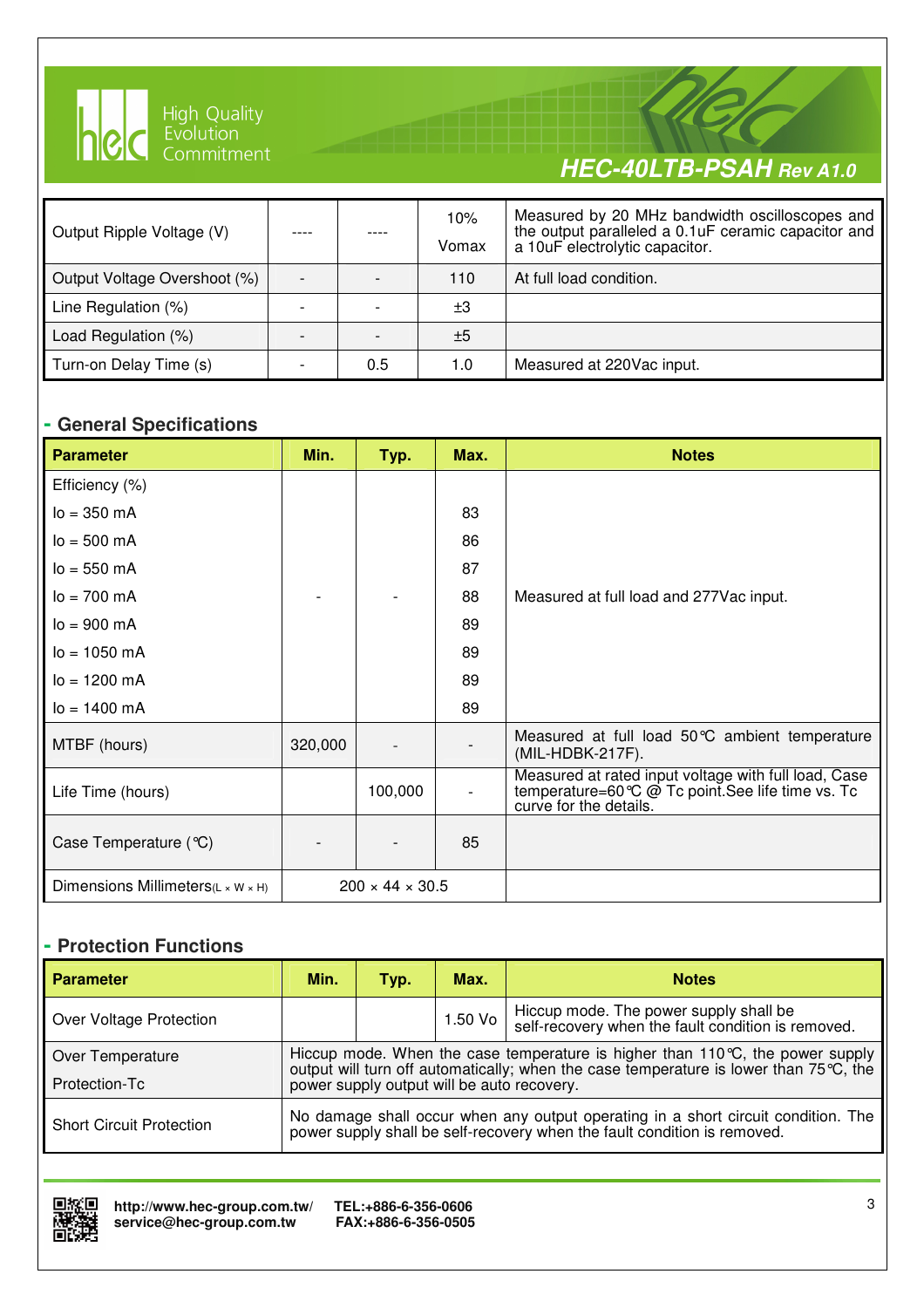| Output Ripple Voltage (V) | ---- | ---- | 10% Vomax | Measured by 20 MHz bandwidth oscilloscopes and the output paralleled a 0.1uF ceramic capacitor and a 10uF electrolytic capacitor. |
|---|---|---|---|---|
| Output Voltage Overshoot (%) | - | - | 110 | At full load condition. |
| Line Regulation (%) | - | - | ±3 | |
| Load Regulation (%) | - | - | ±5 | |
| Turn-on Delay Time (s) | - | 0.5 | 1.0 | Measured at 220Vac input. |

## - General Specifications

| Parameter | Min. | Typ. | Max. | Notes |
|---|---|---|---|---|
| Efficiency (%) | | | | |
| Io = 350 mA | | | 83 | |
| Io = 500 mA | | | 86 | |
| Io = 550 mA | | | 87 | |
| Io = 700 mA | - | - | 88 | Measured at full load and 277Vac input. |
| Io = 900 mA | | | 89 | |
| Io = 1050 mA | | | 89 | |
| Io = 1200 mA | | | 89 | |
| Io = 1400 mA | | | 89 | |
| MTBF (hours) | 320,000 | - | - | Measured at full load 50℃ ambient temperature (MIL-HDBK-217F). |
| Life Time (hours) | | 100,000 | - | Measured at rated input voltage with full load, Case temperature=60℃ @ Tc point.See life time vs. Tc curve for the details. |
| Case Temperature (℃) | - | - | 85 | |
| Dimensions Millimeters(L × W × H) | 200 × 44 × 30.5 | | | |

## - Protection Functions

| Parameter | Min. | Typ. | Max. | Notes |
|---|---|---|---|---|
| Over Voltage Protection | | | 1.50 Vo | Hiccup mode. The power supply shall be self-recovery when the fault condition is removed. |
| Over Temperature Protection-Tc | Hiccup mode. When the case temperature is higher than 110℃, the power supply output will turn off automatically; when the case temperature is lower than 75℃, the power supply output will be auto recovery. | | | |
| Short Circuit Protection | No damage shall occur when any output operating in a short circuit condition. The power supply shall be self-recovery when the fault condition is removed. | | | |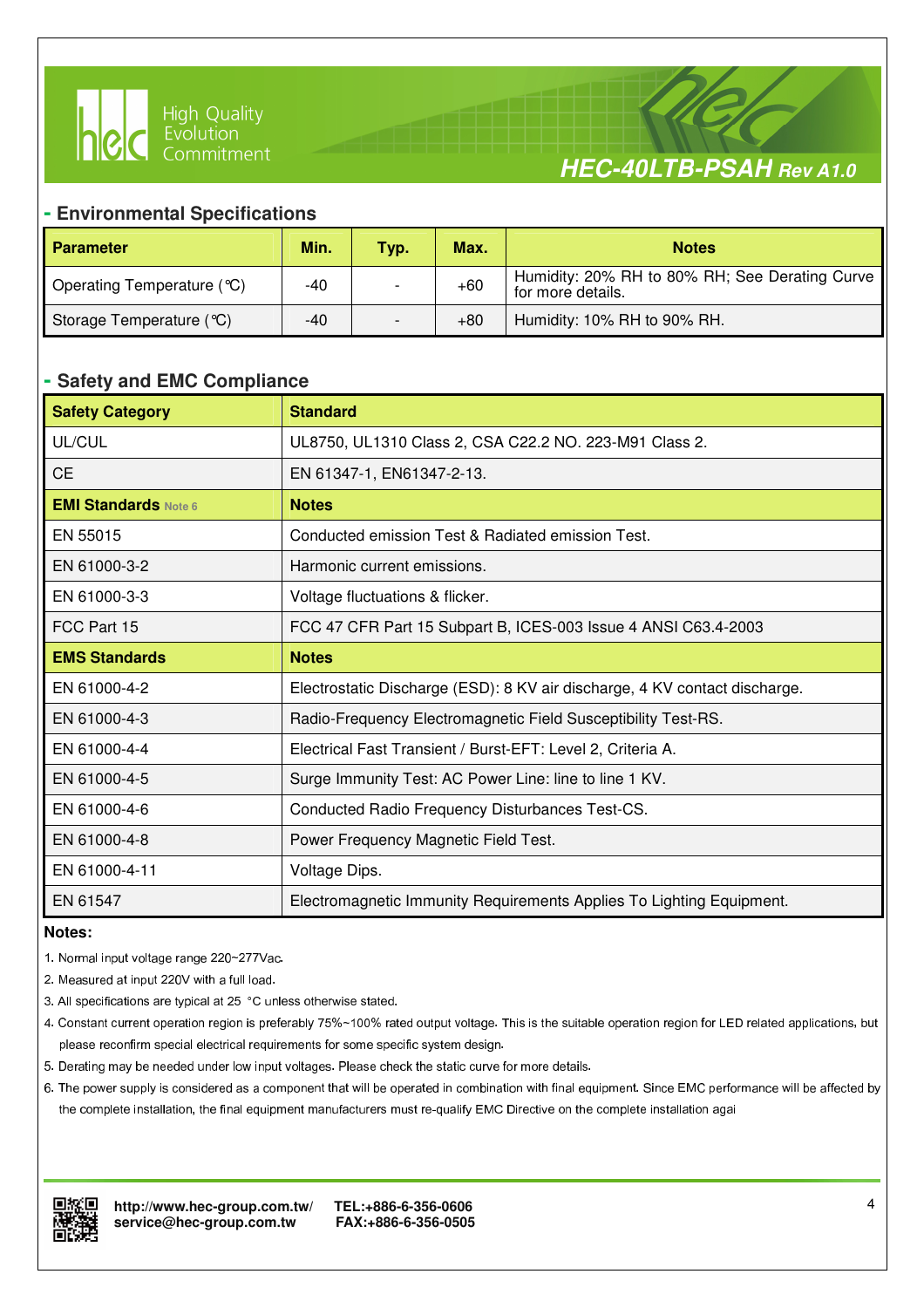## - Environmental Specifications

| Parameter | Min. | Typ. | Max. | Notes |
|---|---|---|---|---|
| Operating Temperature (℃) | -40 | - | +60 | Humidity: 20% RH to 80% RH; See Derating Curve for more details. |
| Storage Temperature (℃) | -40 | - | +80 | Humidity: 10% RH to 90% RH. |

## - Safety and EMC Compliance

| Safety Category | Standard |
|---|---|
| UL/CUL | UL8750, UL1310 Class 2, CSA C22.2 NO. 223-M91 Class 2. |
| CE | EN 61347-1, EN61347-2-13. |
| **EMI Standards** Note 6 | **Notes** |
| EN 55015 | Conducted emission Test & Radiated emission Test. |
| EN 61000-3-2 | Harmonic current emissions. |
| EN 61000-3-3 | Voltage fluctuations & flicker. |
| FCC Part 15 | FCC 47 CFR Part 15 Subpart B, ICES-003 Issue 4 ANSI C63.4-2003 |
| **EMS Standards** | **Notes** |
| EN 61000-4-2 | Electrostatic Discharge (ESD): 8 KV air discharge, 4 KV contact discharge. |
| EN 61000-4-3 | Radio-Frequency Electromagnetic Field Susceptibility Test-RS. |
| EN 61000-4-4 | Electrical Fast Transient / Burst-EFT: Level 2, Criteria A. |
| EN 61000-4-5 | Surge Immunity Test: AC Power Line: line to line 1 KV. |
| EN 61000-4-6 | Conducted Radio Frequency Disturbances Test-CS. |
| EN 61000-4-8 | Power Frequency Magnetic Field Test. |
| EN 61000-4-11 | Voltage Dips. |
| EN 61547 | Electromagnetic Immunity Requirements Applies To Lighting Equipment. |

**Notes:**

1. Normal input voltage range 220~277Vac.
2. Measured at input 220V with a full load.
3. All specifications are typical at 25 °C unless otherwise stated.
4. Constant current operation region is preferably 75%~100% rated output voltage. This is the suitable operation region for LED related applications, but please reconfirm special electrical requirements for some specific system design.
5. Derating may be needed under low input voltages. Please check the static curve for more details.
6. The power supply is considered as a component that will be operated in combination with final equipment. Since EMC performance will be affected by the complete installation, the final equipment manufacturers must re-qualify EMC Directive on the complete installation agai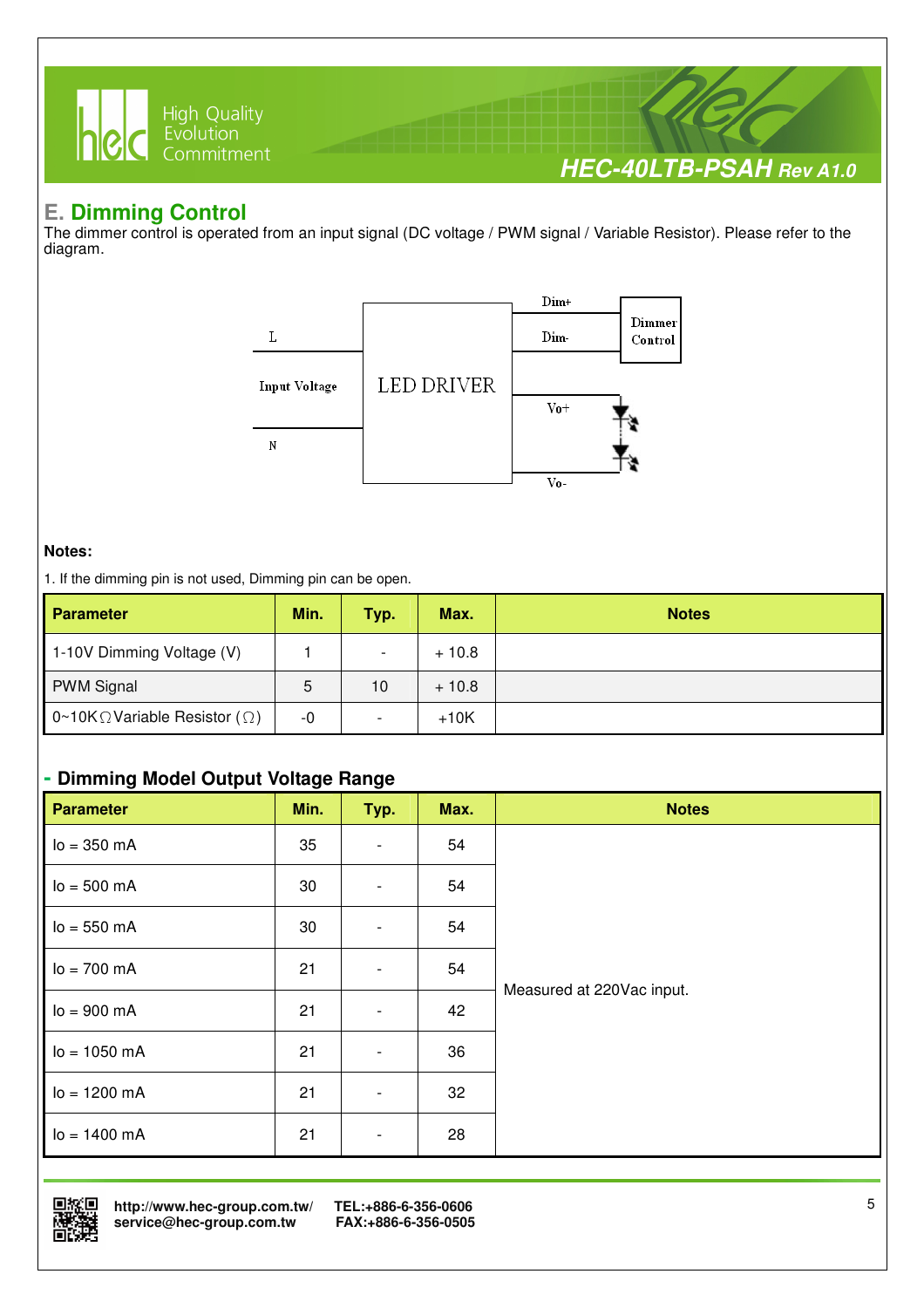## E. Dimming Control

The dimmer control is operated from an input signal (DC voltage / PWM signal / Variable Resistor). Please refer to the diagram.

L

Input Voltage

N

LED DRIVER

Dim+

Dim-

Dimmer Control

Vo+

Vo-

**Notes:**

1. If the dimming pin is not used, Dimming pin can be open.

| Parameter | Min. | Typ. | Max. | Notes |
|---|---|---|---|---|
| 1-10V Dimming Voltage (V) | 1 | - | + 10.8 | |
| PWM Signal | 5 | 10 | + 10.8 | |
| 0~10KΩ Variable Resistor (Ω) | -0 | - | +10K | |

### - Dimming Model Output Voltage Range

| Parameter | Min. | Typ. | Max. | Notes |
|---|---|---|---|---|
| Io = 350 mA | 35 | - | 54 | Measured at 220Vac input. |
| Io = 500 mA | 30 | - | 54 | |
| Io = 550 mA | 30 | - | 54 | |
| Io = 700 mA | 21 | - | 54 | |
| Io = 900 mA | 21 | - | 42 | |
| Io = 1050 mA | 21 | - | 36 | |
| Io = 1200 mA | 21 | - | 32 | |
| Io = 1400 mA | 21 | - | 28 | |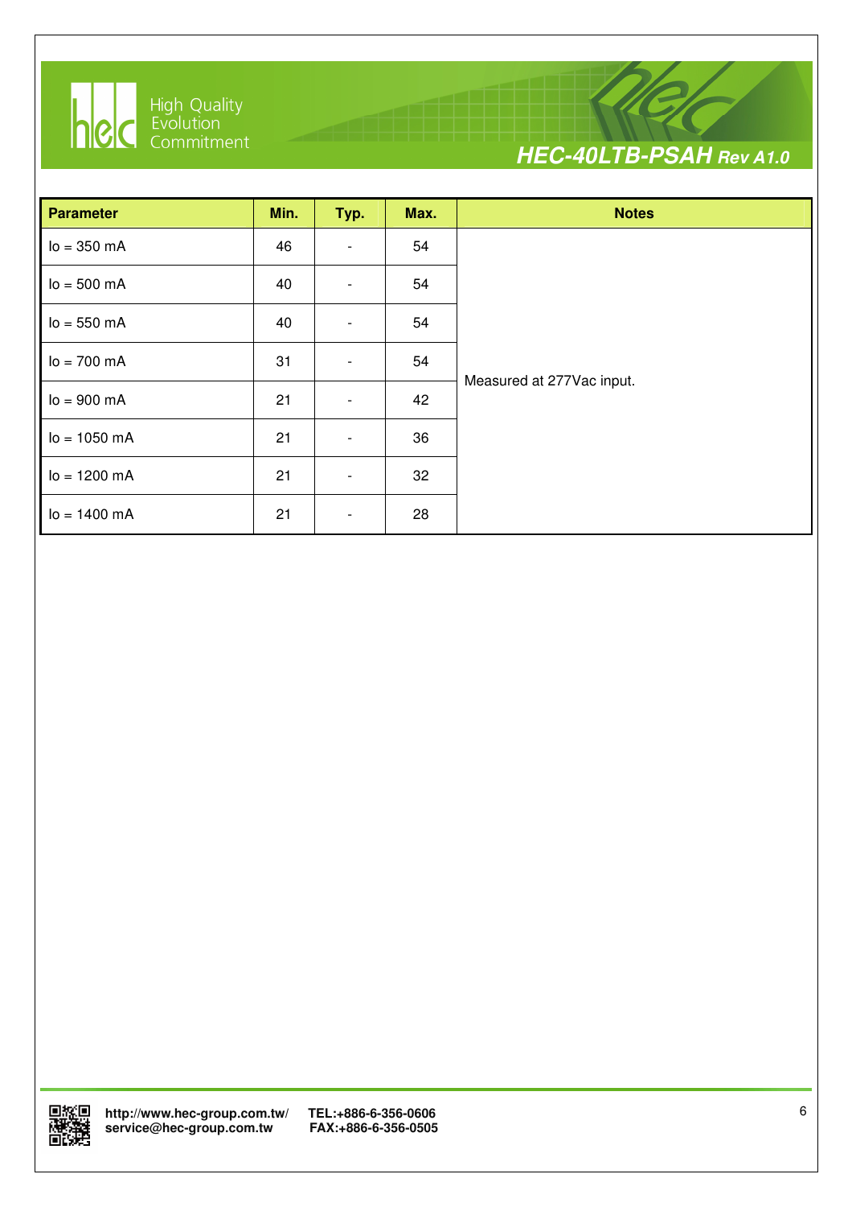| Parameter | Min. | Typ. | Max. | Notes |
|---|---|---|---|---|
| Io = 350 mA | 46 | - | 54 | Measured at 277Vac input. |
| Io = 500 mA | 40 | - | 54 | |
| Io = 550 mA | 40 | - | 54 | |
| Io = 700 mA | 31 | - | 54 | |
| Io = 900 mA | 21 | - | 42 | |
| Io = 1050 mA | 21 | - | 36 | |
| Io = 1200 mA | 21 | - | 32 | |
| Io = 1400 mA | 21 | - | 28 | |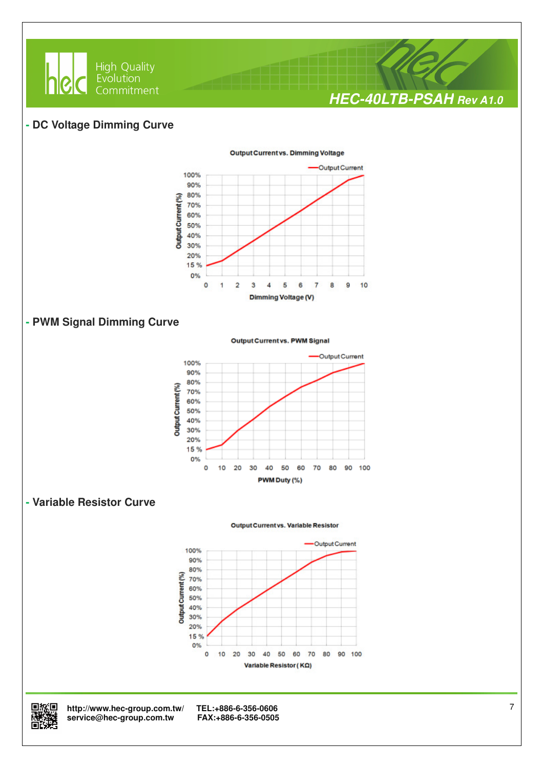## - DC Voltage Dimming Curve

**Output Current vs. Dimming Voltage**

Output Current

Output Current (%): 0%, 15 %, 20%, 30%, 40%, 50%, 60%, 70%, 80%, 90%, 100%

Dimming Voltage (V): 0, 1, 2, 3, 4, 5, 6, 7, 8, 9, 10

## - PWM Signal Dimming Curve

**Output Current vs. PWM Signal**

Output Current

Output Current (%): 0%, 15 %, 20%, 30%, 40%, 50%, 60%, 70%, 80%, 90%, 100%

PWM Duty (%): 0, 10, 20, 30, 40, 50, 60, 70, 80, 90, 100

## - Variable Resistor Curve

**Output Current vs. Variable Resistor**

Output Current

Output Current (%): 0%, 15 %, 20%, 30%, 40%, 50%, 60%, 70%, 80%, 90%, 100%

Variable Resistor ( KΩ): 0, 10, 20, 30, 40, 50, 60, 70, 80, 90, 100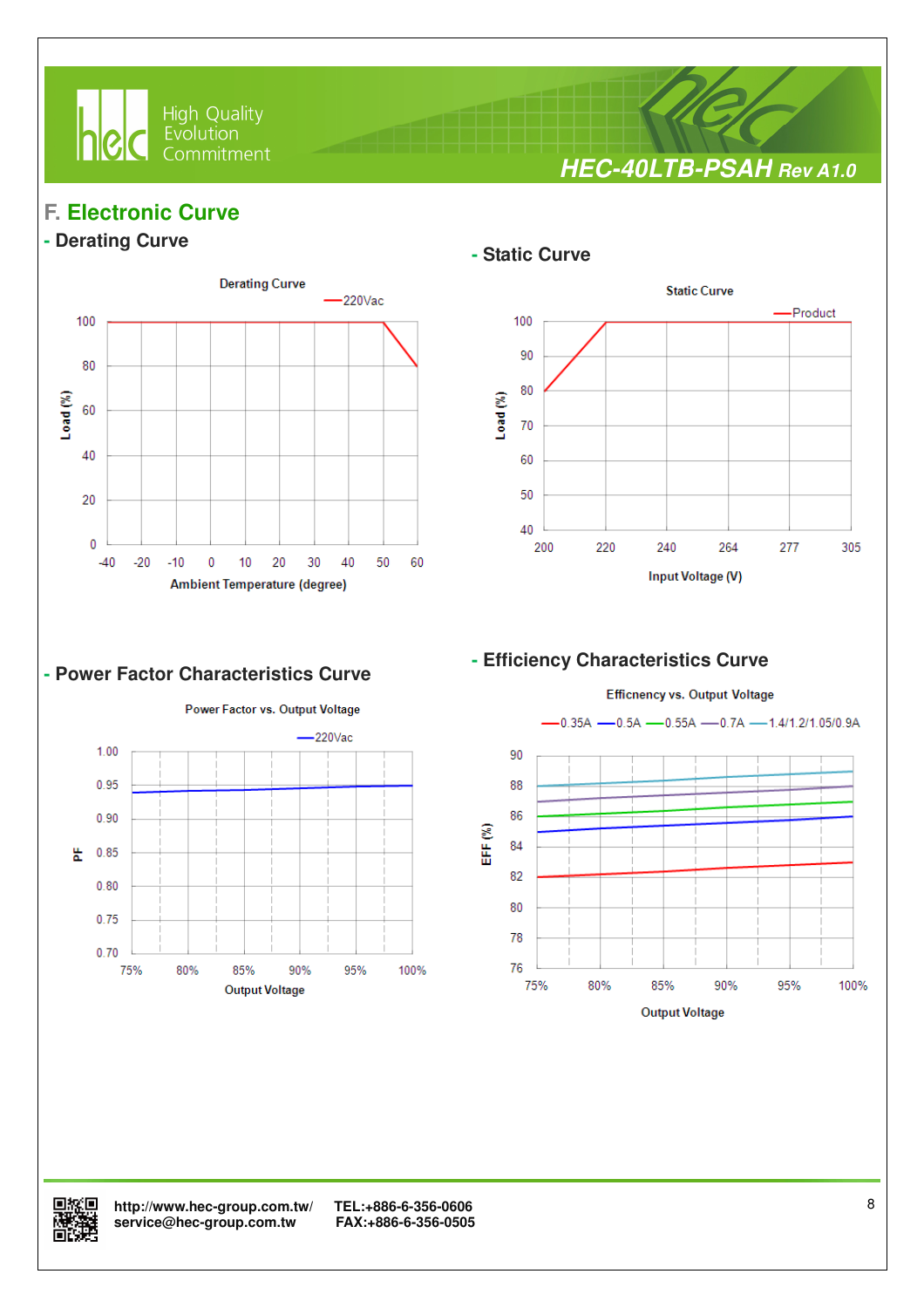## F. Electronic Curve

### - Derating Curve

Derating Curve

—220Vac

Load (%)

100
80
60
40
20
0

-40 -20 -10 0 10 20 30 40 50 60

Ambient Temperature (degree)

### - Static Curve

Static Curve

—Product

Load (%)

100
90
80
70
60
50
40

200 220 240 264 277 305

Input Voltage (V)

### - Power Factor Characteristics Curve

Power Factor vs. Output Voltage

—220Vac

PF

1.00
0.95
0.90
0.85
0.80
0.75
0.70

75% 80% 85% 90% 95% 100%

Output Voltage

### - Efficiency Characteristics Curve

Efficnency vs. Output Voltage

—0.35A —0.5A —0.55A —0.7A —1.4/1.2/1.05/0.9A

EFF (%)

90
88
86
84
82
80
78
76

75% 80% 85% 90% 95% 100%

Output Voltage

http://www.hec-group.com.tw/
service@hec-group.com.tw

TEL:+886-6-356-0606
FAX:+886-6-356-0505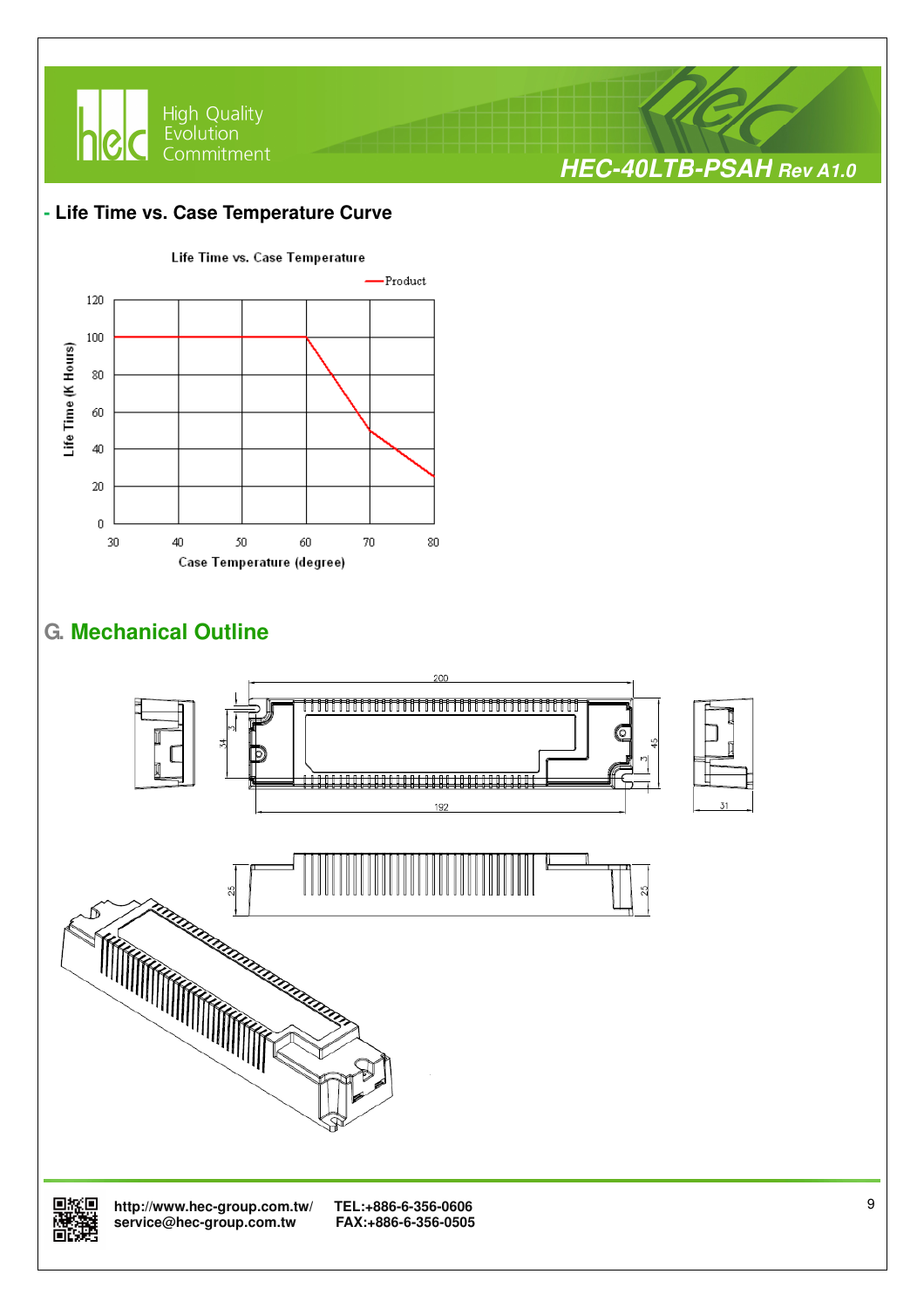## - Life Time vs. Case Temperature Curve

Life Time vs. Case Temperature

Product

Life Time (K Hours)

Case Temperature (degree)

## G. Mechanical Outline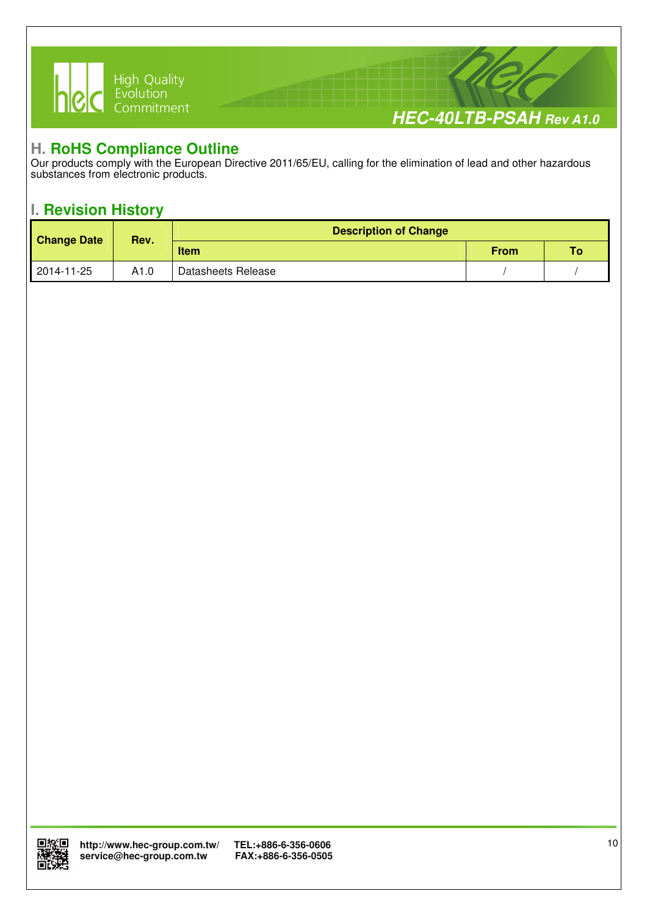## H. RoHS Compliance Outline

Our products comply with the European Directive 2011/65/EU, calling for the elimination of lead and other hazardous substances from electronic products.

## I. Revision History

| Change Date | Rev. | Description of Change | | |
|---|---|---|---|---|
| | | Item | From | To |
| 2014-11-25 | A1.0 | Datasheets Release | / | / |